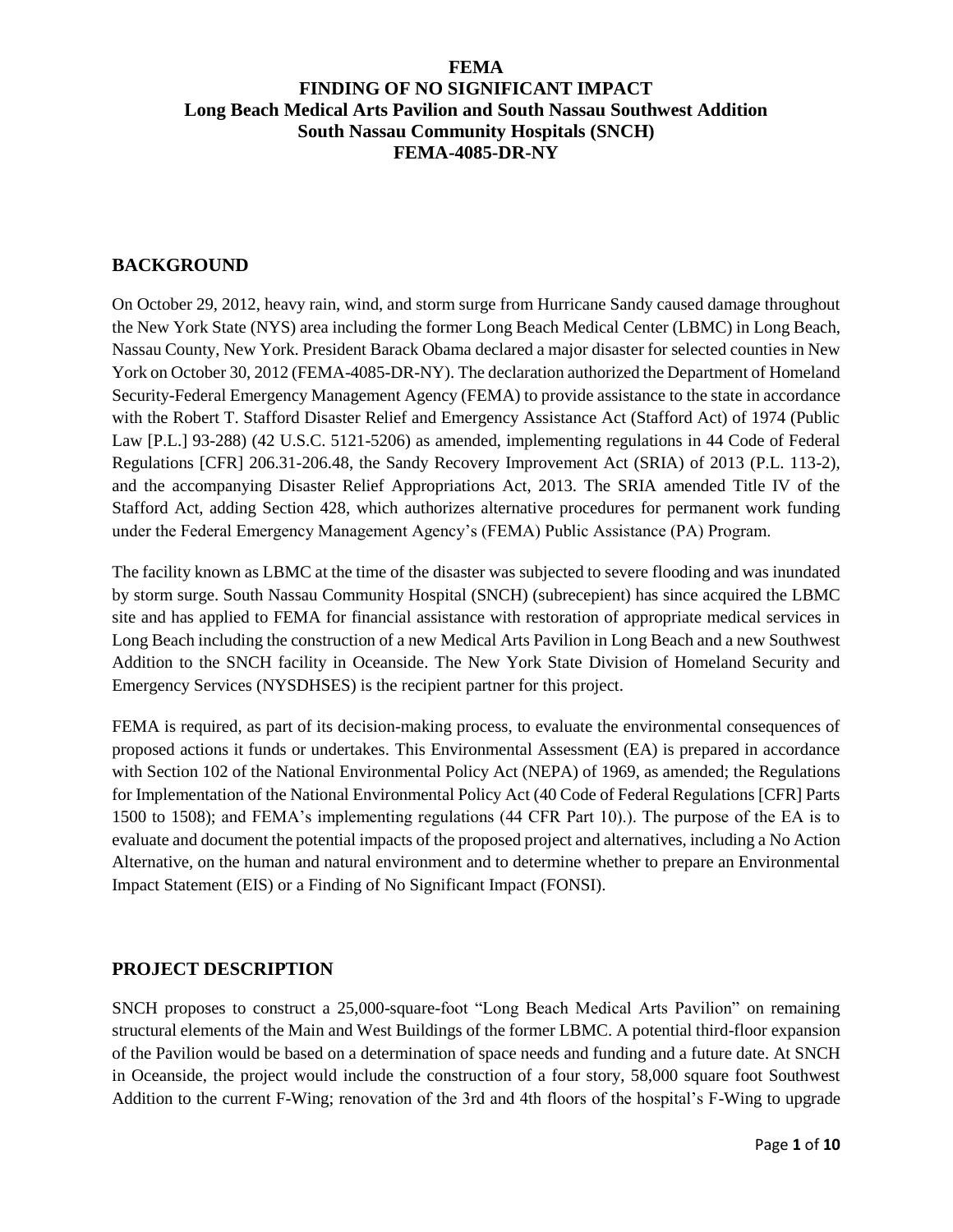# FEMA
# FINDING OF NO SIGNIFICANT IMPACT
# Long Beach Medical Arts Pavilion and South Nassau Southwest Addition
# South Nassau Community Hospitals (SNCH)
# FEMA-4085-DR-NY

## BACKGROUND

On October 29, 2012, heavy rain, wind, and storm surge from Hurricane Sandy caused damage throughout the New York State (NYS) area including the former Long Beach Medical Center (LBMC) in Long Beach, Nassau County, New York. President Barack Obama declared a major disaster for selected counties in New York on October 30, 2012 (FEMA-4085-DR-NY). The declaration authorized the Department of Homeland Security-Federal Emergency Management Agency (FEMA) to provide assistance to the state in accordance with the Robert T. Stafford Disaster Relief and Emergency Assistance Act (Stafford Act) of 1974 (Public Law [P.L.] 93-288) (42 U.S.C. 5121-5206) as amended, implementing regulations in 44 Code of Federal Regulations [CFR] 206.31-206.48, the Sandy Recovery Improvement Act (SRIA) of 2013 (P.L. 113-2), and the accompanying Disaster Relief Appropriations Act, 2013. The SRIA amended Title IV of the Stafford Act, adding Section 428, which authorizes alternative procedures for permanent work funding under the Federal Emergency Management Agency's (FEMA) Public Assistance (PA) Program.

The facility known as LBMC at the time of the disaster was subjected to severe flooding and was inundated by storm surge. South Nassau Community Hospital (SNCH) (subrecepient) has since acquired the LBMC site and has applied to FEMA for financial assistance with restoration of appropriate medical services in Long Beach including the construction of a new Medical Arts Pavilion in Long Beach and a new Southwest Addition to the SNCH facility in Oceanside. The New York State Division of Homeland Security and Emergency Services (NYSDHSES) is the recipient partner for this project.

FEMA is required, as part of its decision-making process, to evaluate the environmental consequences of proposed actions it funds or undertakes. This Environmental Assessment (EA) is prepared in accordance with Section 102 of the National Environmental Policy Act (NEPA) of 1969, as amended; the Regulations for Implementation of the National Environmental Policy Act (40 Code of Federal Regulations [CFR] Parts 1500 to 1508); and FEMA's implementing regulations (44 CFR Part 10).). The purpose of the EA is to evaluate and document the potential impacts of the proposed project and alternatives, including a No Action Alternative, on the human and natural environment and to determine whether to prepare an Environmental Impact Statement (EIS) or a Finding of No Significant Impact (FONSI).

## PROJECT DESCRIPTION

SNCH proposes to construct a 25,000-square-foot "Long Beach Medical Arts Pavilion" on remaining structural elements of the Main and West Buildings of the former LBMC. A potential third-floor expansion of the Pavilion would be based on a determination of space needs and funding and a future date. At SNCH in Oceanside, the project would include the construction of a four story, 58,000 square foot Southwest Addition to the current F-Wing; renovation of the 3rd and 4th floors of the hospital's F-Wing to upgrade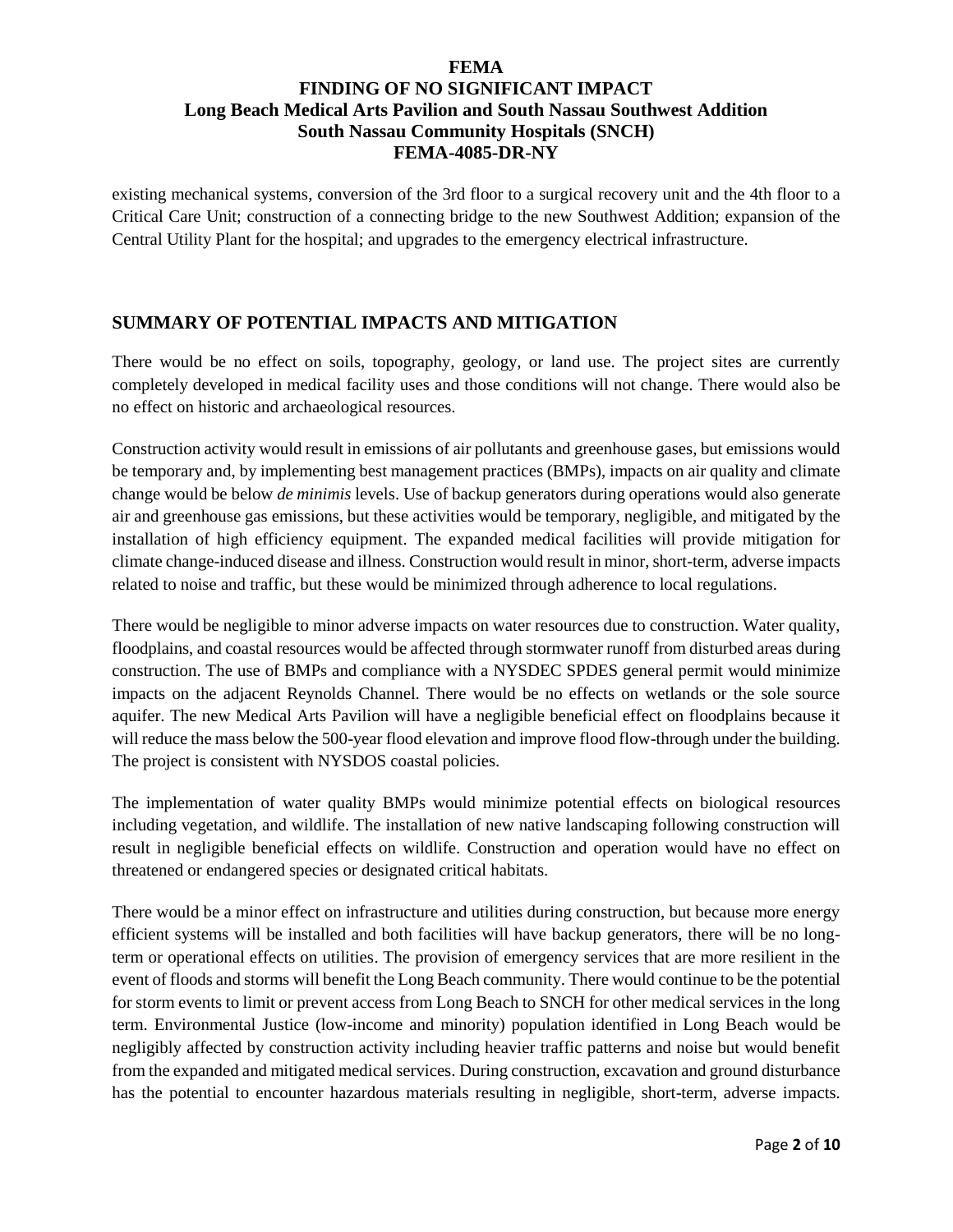existing mechanical systems, conversion of the 3rd floor to a surgical recovery unit and the 4th floor to a Critical Care Unit; construction of a connecting bridge to the new Southwest Addition; expansion of the Central Utility Plant for the hospital; and upgrades to the emergency electrical infrastructure.

## SUMMARY OF POTENTIAL IMPACTS AND MITIGATION

There would be no effect on soils, topography, geology, or land use. The project sites are currently completely developed in medical facility uses and those conditions will not change. There would also be no effect on historic and archaeological resources.

Construction activity would result in emissions of air pollutants and greenhouse gases, but emissions would be temporary and, by implementing best management practices (BMPs), impacts on air quality and climate change would be below *de minimis* levels. Use of backup generators during operations would also generate air and greenhouse gas emissions, but these activities would be temporary, negligible, and mitigated by the installation of high efficiency equipment. The expanded medical facilities will provide mitigation for climate change-induced disease and illness. Construction would result in minor, short-term, adverse impacts related to noise and traffic, but these would be minimized through adherence to local regulations.

There would be negligible to minor adverse impacts on water resources due to construction. Water quality, floodplains, and coastal resources would be affected through stormwater runoff from disturbed areas during construction. The use of BMPs and compliance with a NYSDEC SPDES general permit would minimize impacts on the adjacent Reynolds Channel. There would be no effects on wetlands or the sole source aquifer. The new Medical Arts Pavilion will have a negligible beneficial effect on floodplains because it will reduce the mass below the 500-year flood elevation and improve flood flow-through under the building. The project is consistent with NYSDOS coastal policies.

The implementation of water quality BMPs would minimize potential effects on biological resources including vegetation, and wildlife. The installation of new native landscaping following construction will result in negligible beneficial effects on wildlife. Construction and operation would have no effect on threatened or endangered species or designated critical habitats.

There would be a minor effect on infrastructure and utilities during construction, but because more energy efficient systems will be installed and both facilities will have backup generators, there will be no long-term or operational effects on utilities. The provision of emergency services that are more resilient in the event of floods and storms will benefit the Long Beach community. There would continue to be the potential for storm events to limit or prevent access from Long Beach to SNCH for other medical services in the long term. Environmental Justice (low-income and minority) population identified in Long Beach would be negligibly affected by construction activity including heavier traffic patterns and noise but would benefit from the expanded and mitigated medical services. During construction, excavation and ground disturbance has the potential to encounter hazardous materials resulting in negligible, short-term, adverse impacts.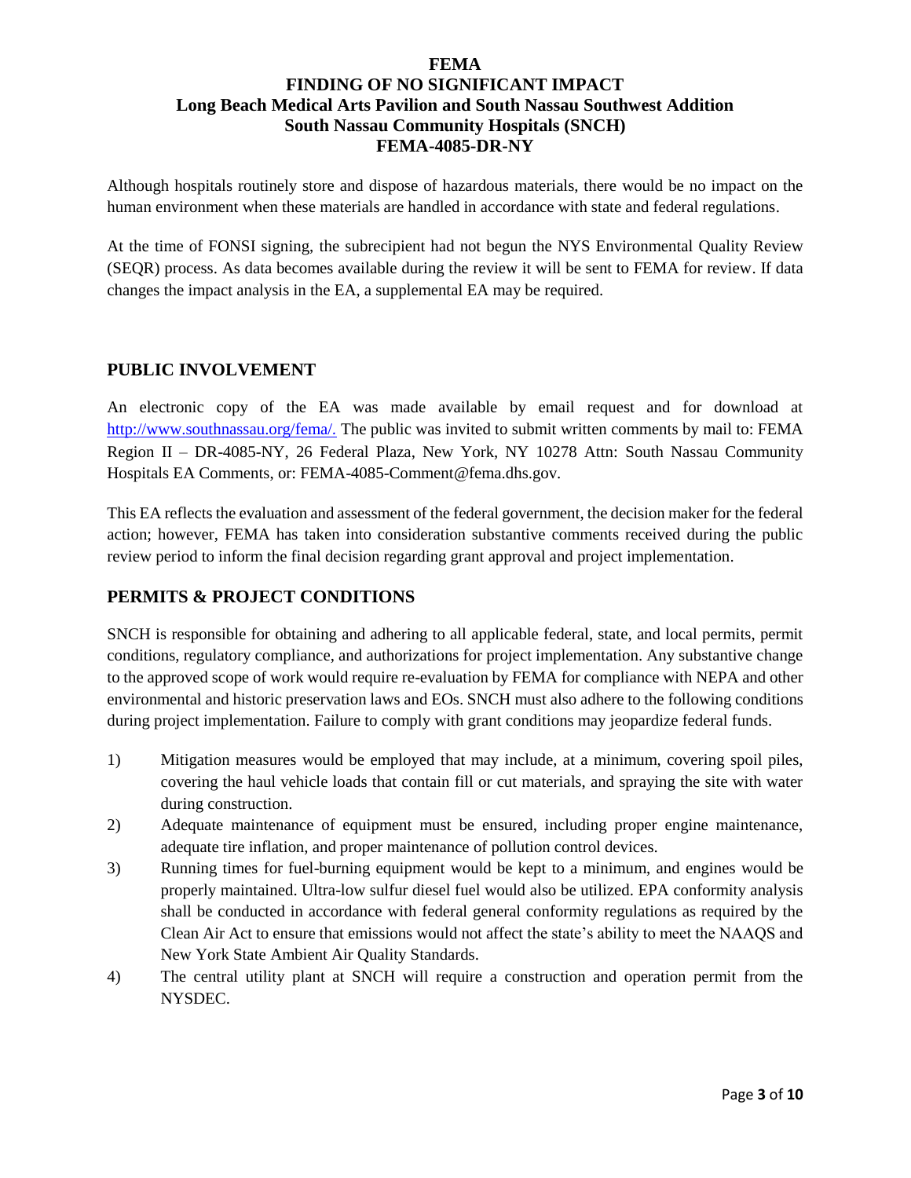Although hospitals routinely store and dispose of hazardous materials, there would be no impact on the human environment when these materials are handled in accordance with state and federal regulations.

At the time of FONSI signing, the subrecipient had not begun the NYS Environmental Quality Review (SEQR) process. As data becomes available during the review it will be sent to FEMA for review. If data changes the impact analysis in the EA, a supplemental EA may be required.

## PUBLIC INVOLVEMENT

An electronic copy of the EA was made available by email request and for download at http://www.southnassau.org/fema/. The public was invited to submit written comments by mail to: FEMA Region II – DR-4085-NY, 26 Federal Plaza, New York, NY 10278 Attn: South Nassau Community Hospitals EA Comments, or: FEMA-4085-Comment@fema.dhs.gov.

This EA reflects the evaluation and assessment of the federal government, the decision maker for the federal action; however, FEMA has taken into consideration substantive comments received during the public review period to inform the final decision regarding grant approval and project implementation.

## PERMITS & PROJECT CONDITIONS

SNCH is responsible for obtaining and adhering to all applicable federal, state, and local permits, permit conditions, regulatory compliance, and authorizations for project implementation. Any substantive change to the approved scope of work would require re-evaluation by FEMA for compliance with NEPA and other environmental and historic preservation laws and EOs. SNCH must also adhere to the following conditions during project implementation. Failure to comply with grant conditions may jeopardize federal funds.

1) Mitigation measures would be employed that may include, at a minimum, covering spoil piles, covering the haul vehicle loads that contain fill or cut materials, and spraying the site with water during construction.
2) Adequate maintenance of equipment must be ensured, including proper engine maintenance, adequate tire inflation, and proper maintenance of pollution control devices.
3) Running times for fuel-burning equipment would be kept to a minimum, and engines would be properly maintained. Ultra-low sulfur diesel fuel would also be utilized. EPA conformity analysis shall be conducted in accordance with federal general conformity regulations as required by the Clean Air Act to ensure that emissions would not affect the state's ability to meet the NAAQS and New York State Ambient Air Quality Standards.
4) The central utility plant at SNCH will require a construction and operation permit from the NYSDEC.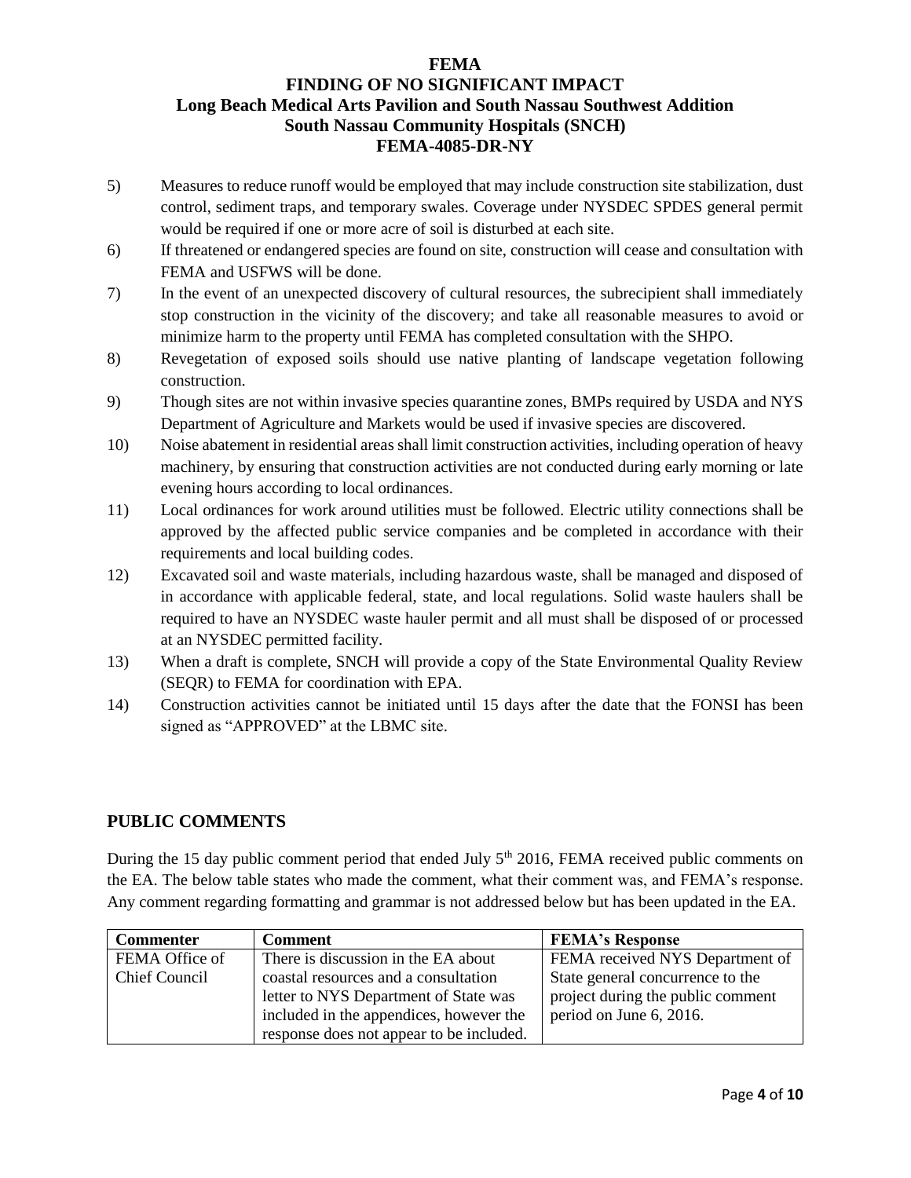5) Measures to reduce runoff would be employed that may include construction site stabilization, dust control, sediment traps, and temporary swales. Coverage under NYSDEC SPDES general permit would be required if one or more acre of soil is disturbed at each site.

6) If threatened or endangered species are found on site, construction will cease and consultation with FEMA and USFWS will be done.

7) In the event of an unexpected discovery of cultural resources, the subrecipient shall immediately stop construction in the vicinity of the discovery; and take all reasonable measures to avoid or minimize harm to the property until FEMA has completed consultation with the SHPO.

8) Revegetation of exposed soils should use native planting of landscape vegetation following construction.

9) Though sites are not within invasive species quarantine zones, BMPs required by USDA and NYS Department of Agriculture and Markets would be used if invasive species are discovered.

10) Noise abatement in residential areas shall limit construction activities, including operation of heavy machinery, by ensuring that construction activities are not conducted during early morning or late evening hours according to local ordinances.

11) Local ordinances for work around utilities must be followed. Electric utility connections shall be approved by the affected public service companies and be completed in accordance with their requirements and local building codes.

12) Excavated soil and waste materials, including hazardous waste, shall be managed and disposed of in accordance with applicable federal, state, and local regulations. Solid waste haulers shall be required to have an NYSDEC waste hauler permit and all must shall be disposed of or processed at an NYSDEC permitted facility.

13) When a draft is complete, SNCH will provide a copy of the State Environmental Quality Review (SEQR) to FEMA for coordination with EPA.

14) Construction activities cannot be initiated until 15 days after the date that the FONSI has been signed as "APPROVED" at the LBMC site.

## PUBLIC COMMENTS

During the 15 day public comment period that ended July 5th 2016, FEMA received public comments on the EA. The below table states who made the comment, what their comment was, and FEMA's response. Any comment regarding formatting and grammar is not addressed below but has been updated in the EA.

| Commenter | Comment | FEMA's Response |
|---|---|---|
| FEMA Office of Chief Council | There is discussion in the EA about coastal resources and a consultation letter to NYS Department of State was included in the appendices, however the response does not appear to be included. | FEMA received NYS Department of State general concurrence to the project during the public comment period on June 6, 2016. |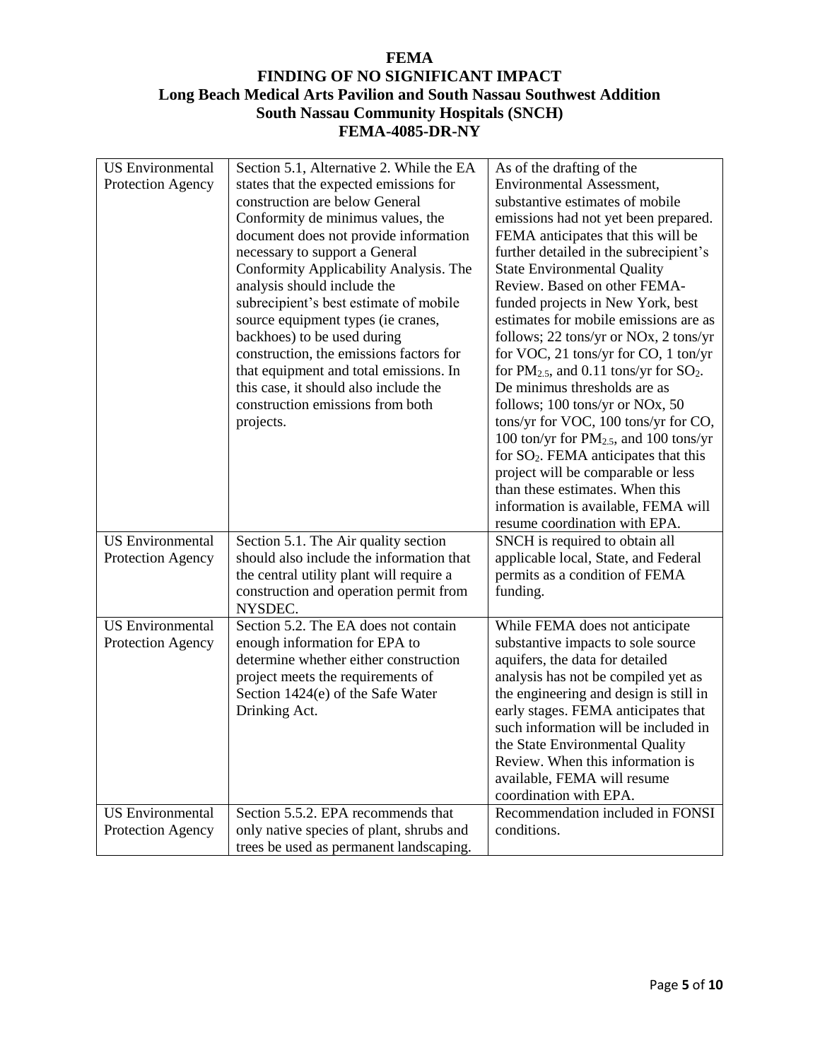**FEMA**
**FINDING OF NO SIGNIFICANT IMPACT**
**Long Beach Medical Arts Pavilion and South Nassau Southwest Addition**
**South Nassau Community Hospitals (SNCH)**
**FEMA-4085-DR-NY**

| | | |
|---|---|---|
| US Environmental Protection Agency | Section 5.1, Alternative 2. While the EA states that the expected emissions for construction are below General Conformity de minimus values, the document does not provide information necessary to support a General Conformity Applicability Analysis. The analysis should include the subrecipient's best estimate of mobile source equipment types (ie cranes, backhoes) to be used during construction, the emissions factors for that equipment and total emissions. In this case, it should also include the construction emissions from both projects. | As of the drafting of the Environmental Assessment, substantive estimates of mobile emissions had not yet been prepared. FEMA anticipates that this will be further detailed in the subrecipient's State Environmental Quality Review. Based on other FEMA-funded projects in New York, best estimates for mobile emissions are as follows; 22 tons/yr or NOx, 2 tons/yr for VOC, 21 tons/yr for CO, 1 ton/yr for $PM_{2.5}$, and 0.11 tons/yr for $SO_2$. De minimus thresholds are as follows; 100 tons/yr or NOx, 50 tons/yr for VOC, 100 tons/yr for CO, 100 ton/yr for $PM_{2.5}$, and 100 tons/yr for $SO_2$. FEMA anticipates that this project will be comparable or less than these estimates. When this information is available, FEMA will resume coordination with EPA. |
| US Environmental Protection Agency | Section 5.1. The Air quality section should also include the information that the central utility plant will require a construction and operation permit from NYSDEC. | SNCH is required to obtain all applicable local, State, and Federal permits as a condition of FEMA funding. |
| US Environmental Protection Agency | Section 5.2. The EA does not contain enough information for EPA to determine whether either construction project meets the requirements of Section 1424(e) of the Safe Water Drinking Act. | While FEMA does not anticipate substantive impacts to sole source aquifers, the data for detailed analysis has not be compiled yet as the engineering and design is still in early stages. FEMA anticipates that such information will be included in the State Environmental Quality Review. When this information is available, FEMA will resume coordination with EPA. |
| US Environmental Protection Agency | Section 5.5.2. EPA recommends that only native species of plant, shrubs and trees be used as permanent landscaping. | Recommendation included in FONSI conditions. |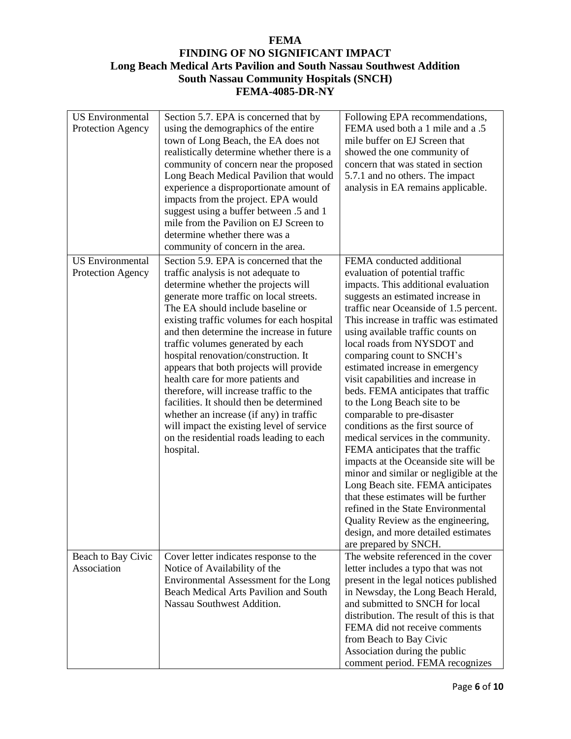| US Environmental Protection Agency | Section 5.7. EPA is concerned that by using the demographics of the entire town of Long Beach, the EA does not realistically determine whether there is a community of concern near the proposed Long Beach Medical Pavilion that would experience a disproportionate amount of impacts from the project. EPA would suggest using a buffer between .5 and 1 mile from the Pavilion on EJ Screen to determine whether there was a community of concern in the area. | Following EPA recommendations, FEMA used both a 1 mile and a .5 mile buffer on EJ Screen that showed the one community of concern that was stated in section 5.7.1 and no others. The impact analysis in EA remains applicable. |
|---|---|---|
| US Environmental Protection Agency | Section 5.9. EPA is concerned that the traffic analysis is not adequate to determine whether the projects will generate more traffic on local streets. The EA should include baseline or existing traffic volumes for each hospital and then determine the increase in future traffic volumes generated by each hospital renovation/construction. It appears that both projects will provide health care for more patients and therefore, will increase traffic to the facilities. It should then be determined whether an increase (if any) in traffic will impact the existing level of service on the residential roads leading to each hospital. | FEMA conducted additional evaluation of potential traffic impacts. This additional evaluation suggests an estimated increase in traffic near Oceanside of 1.5 percent. This increase in traffic was estimated using available traffic counts on local roads from NYSDOT and comparing count to SNCH's estimated increase in emergency visit capabilities and increase in beds. FEMA anticipates that traffic to the Long Beach site to be comparable to pre-disaster conditions as the first source of medical services in the community. FEMA anticipates that the traffic impacts at the Oceanside site will be minor and similar or negligible at the Long Beach site. FEMA anticipates that these estimates will be further refined in the State Environmental Quality Review as the engineering, design, and more detailed estimates are prepared by SNCH. |
| Beach to Bay Civic Association | Cover letter indicates response to the Notice of Availability of the Environmental Assessment for the Long Beach Medical Arts Pavilion and South Nassau Southwest Addition. | The website referenced in the cover letter includes a typo that was not present in the legal notices published in Newsday, the Long Beach Herald, and submitted to SNCH for local distribution. The result of this is that FEMA did not receive comments from Beach to Bay Civic Association during the public comment period. FEMA recognizes |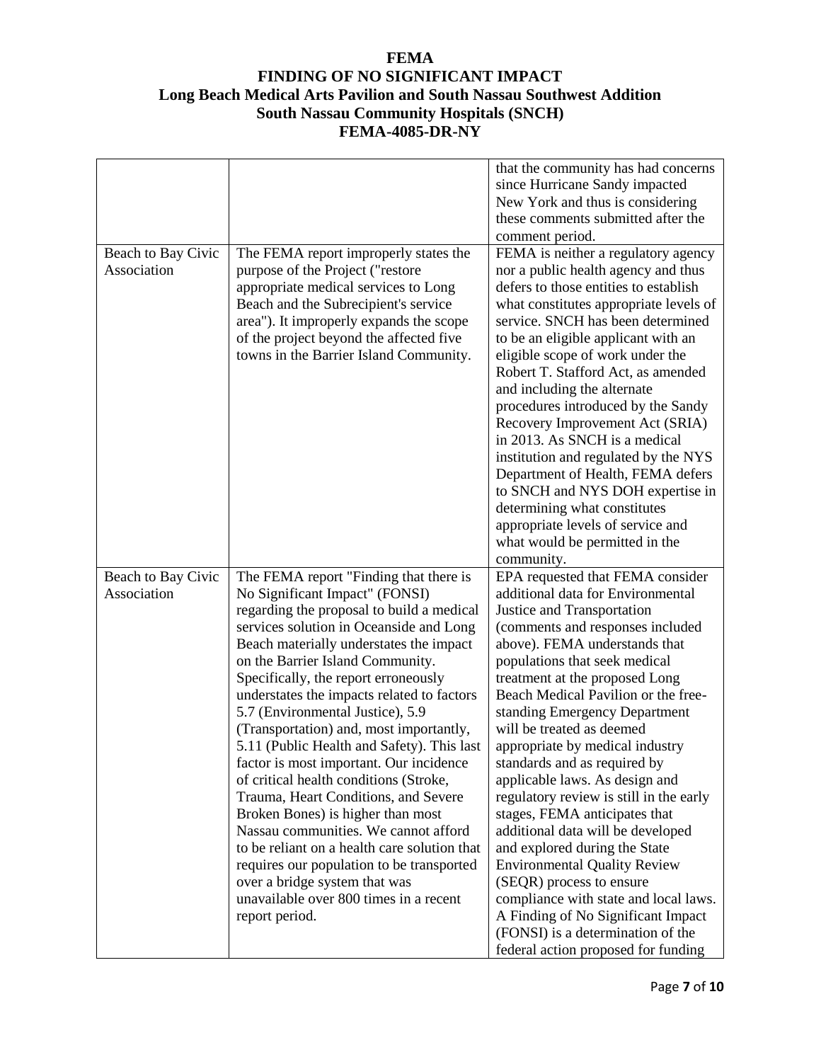|  |  | that the community has had concerns since Hurricane Sandy impacted New York and thus is considering these comments submitted after the comment period. |
|---|---|---|
| Beach to Bay Civic Association | The FEMA report improperly states the purpose of the Project ("restore appropriate medical services to Long Beach and the Subrecipient's service area"). It improperly expands the scope of the project beyond the affected five towns in the Barrier Island Community. | FEMA is neither a regulatory agency nor a public health agency and thus defers to those entities to establish what constitutes appropriate levels of service. SNCH has been determined to be an eligible applicant with an eligible scope of work under the Robert T. Stafford Act, as amended and including the alternate procedures introduced by the Sandy Recovery Improvement Act (SRIA) in 2013. As SNCH is a medical institution and regulated by the NYS Department of Health, FEMA defers to SNCH and NYS DOH expertise in determining what constitutes appropriate levels of service and what would be permitted in the community. |
| Beach to Bay Civic Association | The FEMA report "Finding that there is No Significant Impact" (FONSI) regarding the proposal to build a medical services solution in Oceanside and Long Beach materially understates the impact on the Barrier Island Community. Specifically, the report erroneously understates the impacts related to factors 5.7 (Environmental Justice), 5.9 (Transportation) and, most importantly, 5.11 (Public Health and Safety). This last factor is most important. Our incidence of critical health conditions (Stroke, Trauma, Heart Conditions, and Severe Broken Bones) is higher than most Nassau communities. We cannot afford to be reliant on a health care solution that requires our population to be transported over a bridge system that was unavailable over 800 times in a recent report period. | EPA requested that FEMA consider additional data for Environmental Justice and Transportation (comments and responses included above). FEMA understands that populations that seek medical treatment at the proposed Long Beach Medical Pavilion or the free-standing Emergency Department will be treated as deemed appropriate by medical industry standards and as required by applicable laws. As design and regulatory review is still in the early stages, FEMA anticipates that additional data will be developed and explored during the State Environmental Quality Review (SEQR) process to ensure compliance with state and local laws. A Finding of No Significant Impact (FONSI) is a determination of the federal action proposed for funding |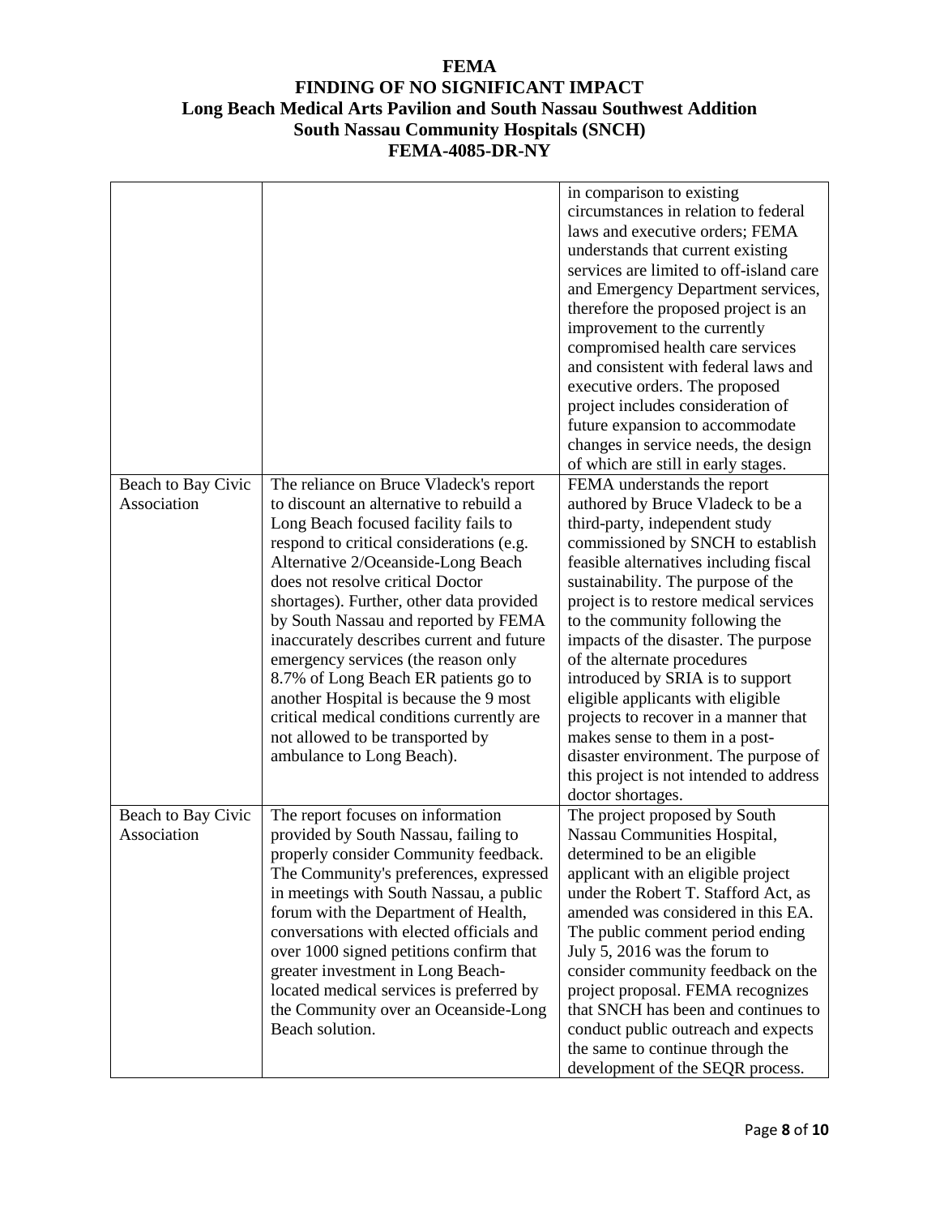| | | in comparison to existing circumstances in relation to federal laws and executive orders; FEMA understands that current existing services are limited to off-island care and Emergency Department services, therefore the proposed project is an improvement to the currently compromised health care services and consistent with federal laws and executive orders. The proposed project includes consideration of future expansion to accommodate changes in service needs, the design of which are still in early stages. |
|---|---|---|
| Beach to Bay Civic Association | The reliance on Bruce Vladeck's report to discount an alternative to rebuild a Long Beach focused facility fails to respond to critical considerations (e.g. Alternative 2/Oceanside-Long Beach does not resolve critical Doctor shortages). Further, other data provided by South Nassau and reported by FEMA inaccurately describes current and future emergency services (the reason only 8.7% of Long Beach ER patients go to another Hospital is because the 9 most critical medical conditions currently are not allowed to be transported by ambulance to Long Beach). | FEMA understands the report authored by Bruce Vladeck to be a third-party, independent study commissioned by SNCH to establish feasible alternatives including fiscal sustainability. The purpose of the project is to restore medical services to the community following the impacts of the disaster. The purpose of the alternate procedures introduced by SRIA is to support eligible applicants with eligible projects to recover in a manner that makes sense to them in a post-disaster environment. The purpose of this project is not intended to address doctor shortages. |
| Beach to Bay Civic Association | The report focuses on information provided by South Nassau, failing to properly consider Community feedback. The Community's preferences, expressed in meetings with South Nassau, a public forum with the Department of Health, conversations with elected officials and over 1000 signed petitions confirm that greater investment in Long Beach-located medical services is preferred by the Community over an Oceanside-Long Beach solution. | The project proposed by South Nassau Communities Hospital, determined to be an eligible applicant with an eligible project under the Robert T. Stafford Act, as amended was considered in this EA. The public comment period ending July 5, 2016 was the forum to consider community feedback on the project proposal. FEMA recognizes that SNCH has been and continues to conduct public outreach and expects the same to continue through the development of the SEQR process. |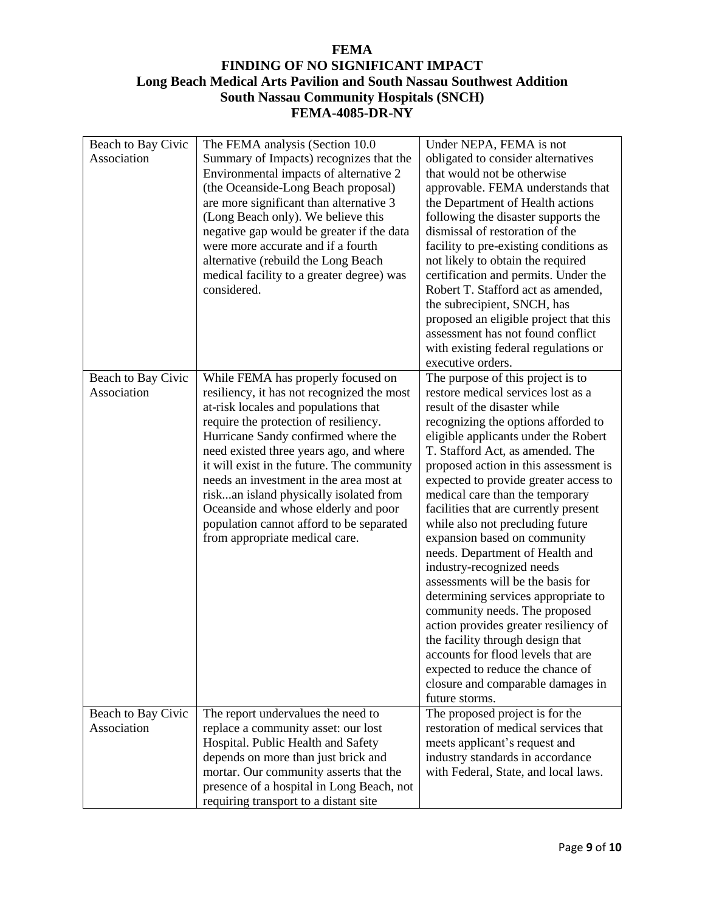| Beach to Bay Civic Association | The FEMA analysis (Section 10.0 Summary of Impacts) recognizes that the Environmental impacts of alternative 2 (the Oceanside-Long Beach proposal) are more significant than alternative 3 (Long Beach only). We believe this negative gap would be greater if the data were more accurate and if a fourth alternative (rebuild the Long Beach medical facility to a greater degree) was considered. | Under NEPA, FEMA is not obligated to consider alternatives that would not be otherwise approvable. FEMA understands that the Department of Health actions following the disaster supports the dismissal of restoration of the facility to pre-existing conditions as not likely to obtain the required certification and permits. Under the Robert T. Stafford act as amended, the subrecipient, SNCH, has proposed an eligible project that this assessment has not found conflict with existing federal regulations or executive orders. |
|---|---|---|
| Beach to Bay Civic Association | While FEMA has properly focused on resiliency, it has not recognized the most at-risk locales and populations that require the protection of resiliency. Hurricane Sandy confirmed where the need existed three years ago, and where it will exist in the future. The community needs an investment in the area most at risk...an island physically isolated from Oceanside and whose elderly and poor population cannot afford to be separated from appropriate medical care. | The purpose of this project is to restore medical services lost as a result of the disaster while recognizing the options afforded to eligible applicants under the Robert T. Stafford Act, as amended. The proposed action in this assessment is expected to provide greater access to medical care than the temporary facilities that are currently present while also not precluding future expansion based on community needs. Department of Health and industry-recognized needs assessments will be the basis for determining services appropriate to community needs. The proposed action provides greater resiliency of the facility through design that accounts for flood levels that are expected to reduce the chance of closure and comparable damages in future storms. |
| Beach to Bay Civic Association | The report undervalues the need to replace a community asset: our lost Hospital. Public Health and Safety depends on more than just brick and mortar. Our community asserts that the presence of a hospital in Long Beach, not requiring transport to a distant site | The proposed project is for the restoration of medical services that meets applicant's request and industry standards in accordance with Federal, State, and local laws. |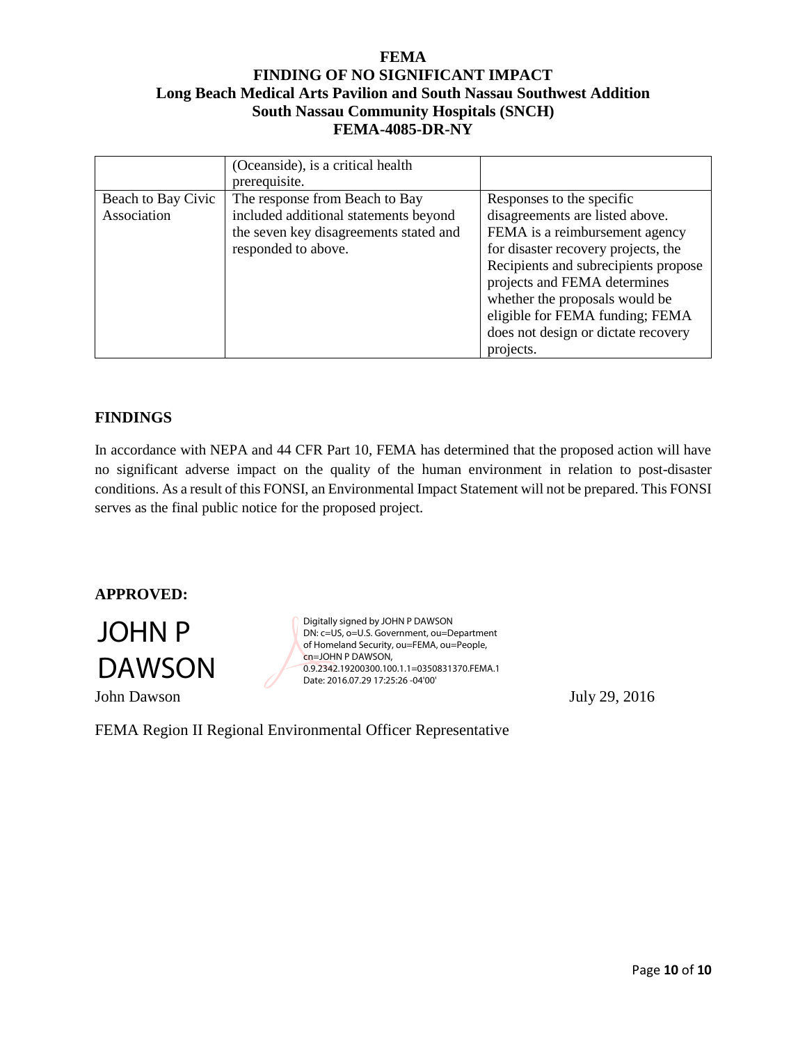| | | |
|---|---|---|
| | (Oceanside), is a critical health prerequisite. | |
| Beach to Bay Civic Association | The response from Beach to Bay included additional statements beyond the seven key disagreements stated and responded to above. | Responses to the specific disagreements are listed above. FEMA is a reimbursement agency for disaster recovery projects, the Recipients and subrecipients propose projects and FEMA determines whether the proposals would be eligible for FEMA funding; FEMA does not design or dictate recovery projects. |

## FINDINGS

In accordance with NEPA and 44 CFR Part 10, FEMA has determined that the proposed action will have no significant adverse impact on the quality of the human environment in relation to post-disaster conditions. As a result of this FONSI, an Environmental Impact Statement will not be prepared. This FONSI serves as the final public notice for the proposed project.

**APPROVED:**

JOHN P DAWSON

Digitally signed by JOHN P DAWSON
DN: c=US, o=U.S. Government, ou=Department of Homeland Security, ou=FEMA, ou=People, cn=JOHN P DAWSON, 0.9.2342.19200300.100.1.1=0350831370.FEMA.1
Date: 2016.07.29 17:25:26 -04'00'

John Dawson July 29, 2016

FEMA Region II Regional Environmental Officer Representative